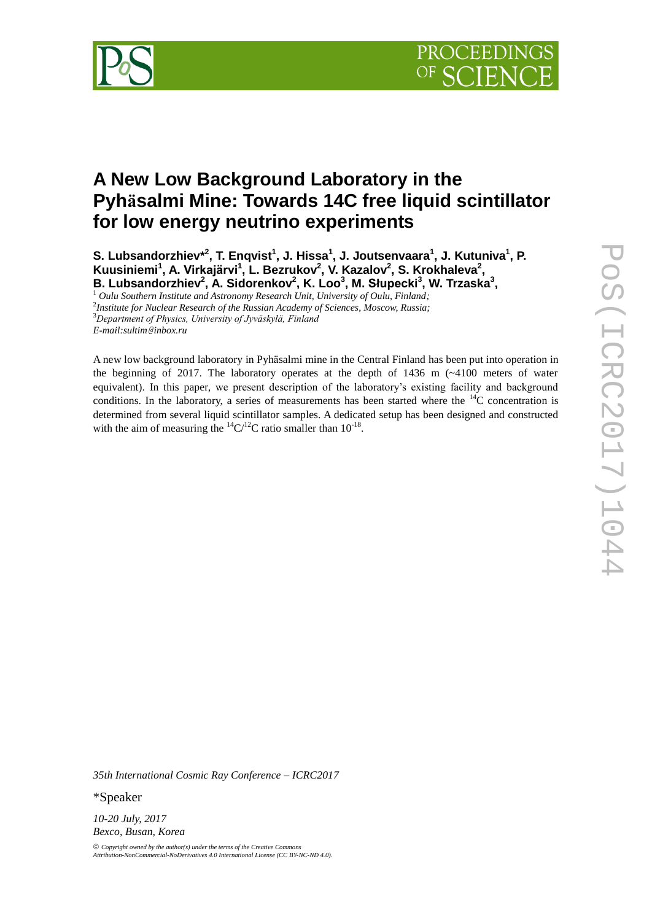# A New Low Background Laboratory in the Pyhäsalmi Mine: Towards 14C free liquid scintillator for low energy neutrino experiments

**S. Lubsandorzhiev*[2], T. Enqvist[1], J. Hissa[1], J. Joutsenvaara[1], J. Kutuniva[1], P. Kuusiniemi[1], A. Virkajärvi[1], L. Bezrukov[2], V. Kazalov[2], S. Krokhaleva[2], B. Lubsandorzhiev[2], A. Sidorenkov[2], K. Loo[3], M. Słupecki[3], W. Trzaska[3],**

[1] *Oulu Southern Institute and Astronomy Research Unit, University of Oulu, Finland;*
[2] *Institute for Nuclear Research of the Russian Academy of Sciences, Moscow, Russia;*
[3] *Department of Physics, University of Jyväskylä, Finland*
*E-mail:sultim@inbox.ru*

A new low background laboratory in Pyhäsalmi mine in the Central Finland has been put into operation in the beginning of 2017. The laboratory operates at the depth of 1436 m (~4100 meters of water equivalent). In this paper, we present description of the laboratory's existing facility and background conditions. In the laboratory, a series of measurements has been started where the $^{14}C$ concentration is determined from several liquid scintillator samples. A dedicated setup has been designed and constructed with the aim of measuring the $^{14}C/^{12}C$ ratio smaller than $10^{-18}$.

*35th International Cosmic Ray Conference – ICRC2017*

*Speaker

*10-20 July, 2017*
*Bexco, Busan, Korea*

© *Copyright owned by the author(s) under the terms of the Creative Commons Attribution-NonCommercial-NoDerivatives 4.0 International License (CC BY-NC-ND 4.0).*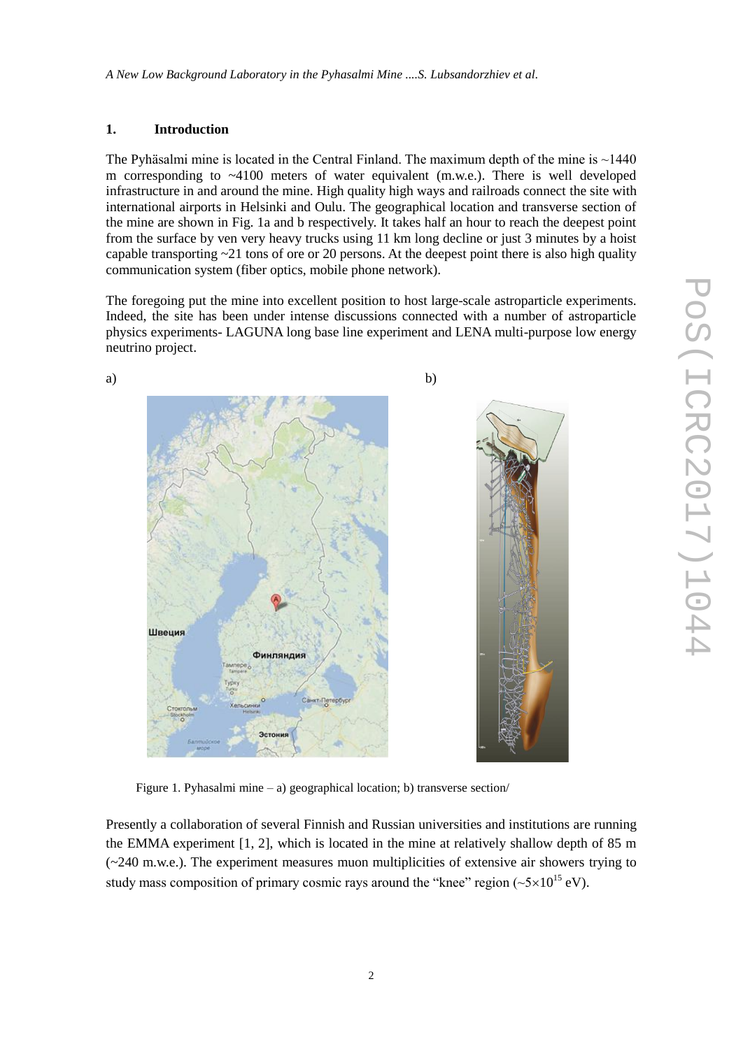## 1. Introduction

The Pyhäsalmi mine is located in the Central Finland. The maximum depth of the mine is ~1440 m corresponding to ~4100 meters of water equivalent (m.w.e.). There is well developed infrastructure in and around the mine. High quality high ways and railroads connect the site with international airports in Helsinki and Oulu. The geographical location and transverse section of the mine are shown in Fig. 1a and b respectively. It takes half an hour to reach the deepest point from the surface by ven very heavy trucks using 11 km long decline or just 3 minutes by a hoist capable transporting ~21 tons of ore or 20 persons. At the deepest point there is also high quality communication system (fiber optics, mobile phone network).

The foregoing put the mine into excellent position to host large-scale astroparticle experiments. Indeed, the site has been under intense discussions connected with a number of astroparticle physics experiments- LAGUNA long base line experiment and LENA multi-purpose low energy neutrino project.

a) b)

Figure 1. Pyhasalmi mine – a) geographical location; b) transverse section/

Presently a collaboration of several Finnish and Russian universities and institutions are running the EMMA experiment [1, 2], which is located in the mine at relatively shallow depth of 85 m (~240 m.w.e.). The experiment measures muon multiplicities of extensive air showers trying to study mass composition of primary cosmic rays around the "knee" region (~$5\times10^{15}$ eV).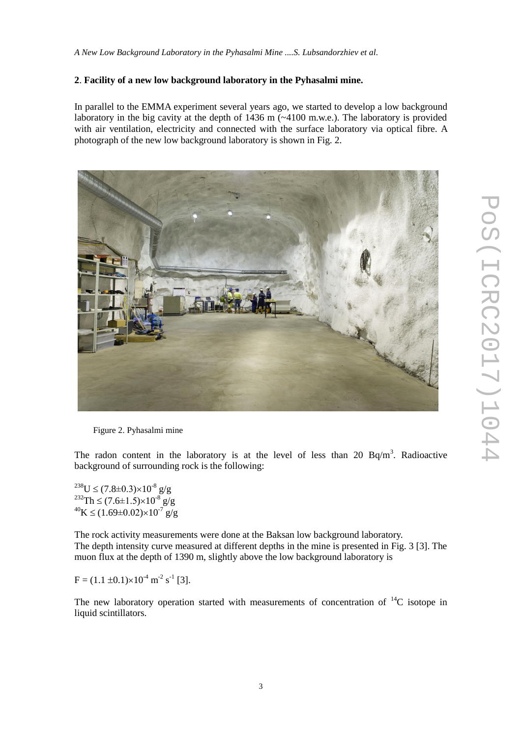## 2. Facility of a new low background laboratory in the Pyhasalmi mine.

In parallel to the EMMA experiment several years ago, we started to develop a low background laboratory in the big cavity at the depth of 1436 m (~4100 m.w.e.). The laboratory is provided with air ventilation, electricity and connected with the surface laboratory via optical fibre. A photograph of the new low background laboratory is shown in Fig. 2.

Figure 2. Pyhasalmi mine

The radon content in the laboratory is at the level of less than 20 Bq/m$^3$. Radioactive background of surrounding rock is the following:

$^{238}$U $\leq (7.8\pm0.3)\times10^{-8}$ g/g
$^{232}$Th $\leq (7.6\pm1.5)\times10^{-8}$ g/g
$^{40}$K $\leq (1.69\pm0.02)\times10^{-7}$ g/g

The rock activity measurements were done at the Baksan low background laboratory.
The depth intensity curve measured at different depths in the mine is presented in Fig. 3 [3]. The muon flux at the depth of 1390 m, slightly above the low background laboratory is

$F = (1.1 \pm 0.1)\times10^{-4}$ m$^{-2}$ s$^{-1}$ [3].

The new laboratory operation started with measurements of concentration of $^{14}$C isotope in liquid scintillators.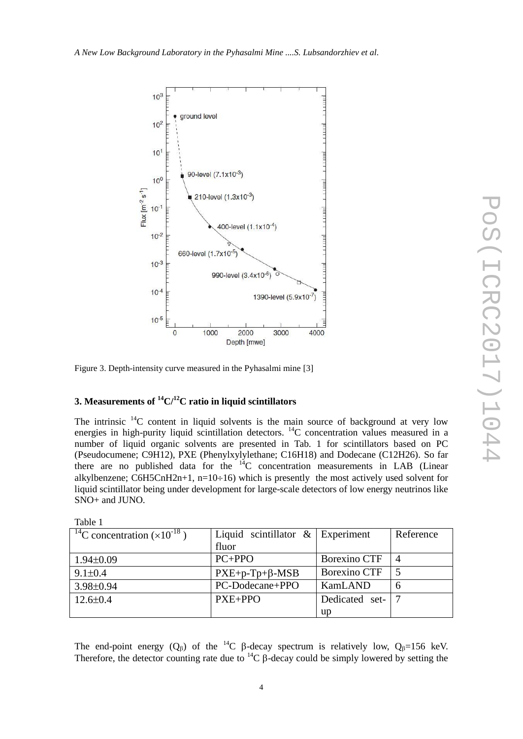Figure 3. Depth-intensity curve measured in the Pyhasalmi mine [3]

### 3. Measurements of $^{14}C/^{12}C$ ratio in liquid scintillators

The intrinsic $^{14}C$ content in liquid solvents is the main source of background at very low energies in high-purity liquid scintillation detectors. $^{14}C$ concentration values measured in a number of liquid organic solvents are presented in Tab. 1 for scintillators based on PC (Pseudocumene; $C_9H_{12}$), PXE (Phenylxylylethane; $C_{16}H_{18}$) and Dodecane ($C_{12}H_{26}$). So far there are no published data for the $^{14}C$ concentration measurements in LAB (Linear alkylbenzene; $C_6H_5C_nH_{2n+1}$, $n=10\div16$) which is presently the most actively used solvent for liquid scintillator being under development for large-scale detectors of low energy neutrinos like SNO+ and JUNO.

Table 1

| $^{14}C$ concentration ($\times10^{-18}$) | Liquid scintillator & fluor | Experiment | Reference |
|---|---|---|---|
| 1.94±0.09 | PC+PPO | Borexino CTF | 4 |
| 9.1±0.4 | PXE+p-Tp+β-MSB | Borexino CTF | 5 |
| 3.98±0.94 | PC-Dodecane+PPO | KamLAND | 6 |
| 12.6±0.4 | PXE+PPO | Dedicated set-up | 7 |

The end-point energy ($Q_\beta$) of the $^{14}C$ β-decay spectrum is relatively low, $Q_\beta$=156 keV. Therefore, the detector counting rate due to $^{14}C$ β-decay could be simply lowered by setting the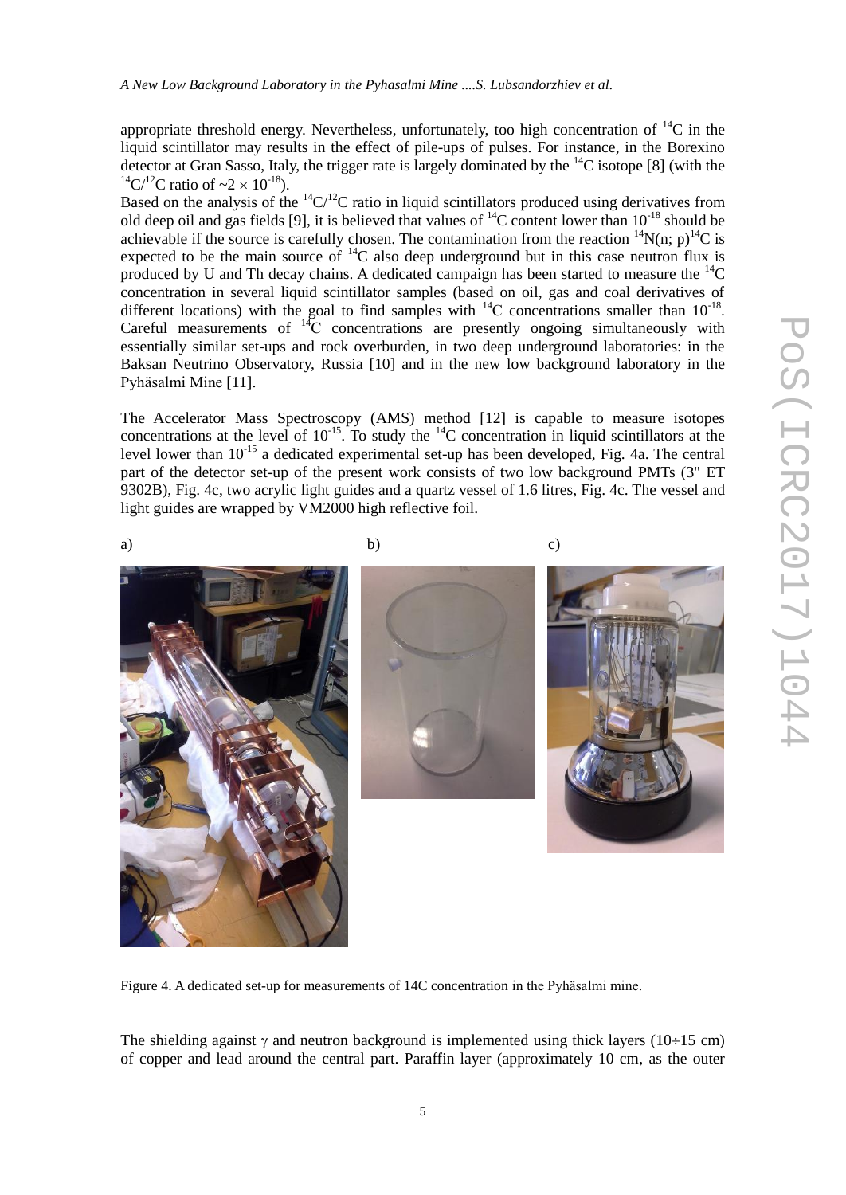appropriate threshold energy. Nevertheless, unfortunately, too high concentration of $^{14}C$ in the liquid scintillator may results in the effect of pile-ups of pulses. For instance, in the Borexino detector at Gran Sasso, Italy, the trigger rate is largely dominated by the $^{14}C$ isotope [8] (with the $^{14}C/^{12}C$ ratio of $\sim 2 \times 10^{-18}$).

Based on the analysis of the $^{14}C/^{12}C$ ratio in liquid scintillators produced using derivatives from old deep oil and gas fields [9], it is believed that values of $^{14}C$ content lower than $10^{-18}$ should be achievable if the source is carefully chosen. The contamination from the reaction $^{14}N(n;\, p)^{14}C$ is expected to be the main source of $^{14}C$ also deep underground but in this case neutron flux is produced by U and Th decay chains. A dedicated campaign has been started to measure the $^{14}C$ concentration in several liquid scintillator samples (based on oil, gas and coal derivatives of different locations) with the goal to find samples with $^{14}C$ concentrations smaller than $10^{-18}$. Careful measurements of $^{14}C$ concentrations are presently ongoing simultaneously with essentially similar set-ups and rock overburden, in two deep underground laboratories: in the Baksan Neutrino Observatory, Russia [10] and in the new low background laboratory in the Pyhäsalmi Mine [11].

The Accelerator Mass Spectroscopy (AMS) method [12] is capable to measure isotopes concentrations at the level of $10^{-15}$. To study the $^{14}C$ concentration in liquid scintillators at the level lower than $10^{-15}$ a dedicated experimental set-up has been developed, Fig. 4a. The central part of the detector set-up of the present work consists of two low background PMTs (3" ET 9302B), Fig. 4c, two acrylic light guides and a quartz vessel of 1.6 litres, Fig. 4c. The vessel and light guides are wrapped by VM2000 high reflective foil.

a) b) c)

Figure 4. A dedicated set-up for measurements of 14C concentration in the Pyhäsalmi mine.

The shielding against $\gamma$ and neutron background is implemented using thick layers (10÷15 cm) of copper and lead around the central part. Paraffin layer (approximately 10 cm, as the outer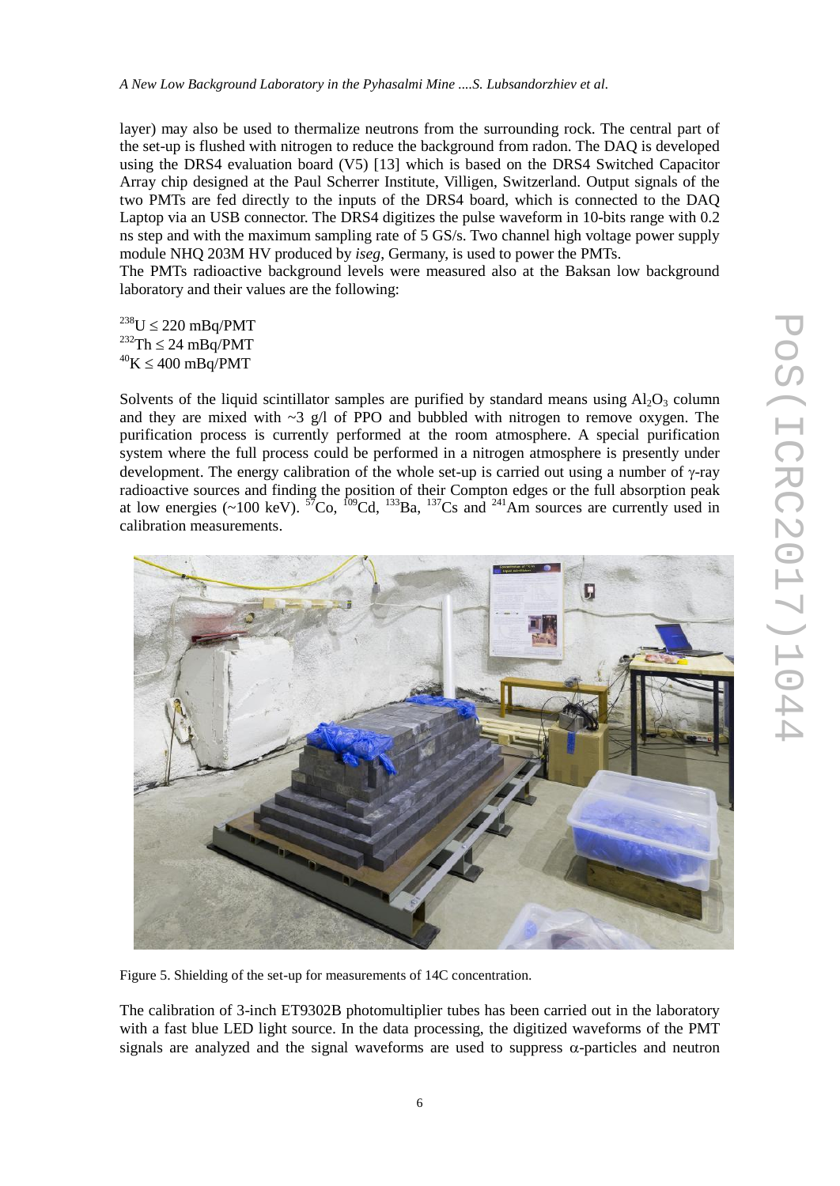layer) may also be used to thermalize neutrons from the surrounding rock. The central part of the set-up is flushed with nitrogen to reduce the background from radon. The DAQ is developed using the DRS4 evaluation board (V5) [13] which is based on the DRS4 Switched Capacitor Array chip designed at the Paul Scherrer Institute, Villigen, Switzerland. Output signals of the two PMTs are fed directly to the inputs of the DRS4 board, which is connected to the DAQ Laptop via an USB connector. The DRS4 digitizes the pulse waveform in 10-bits range with 0.2 ns step and with the maximum sampling rate of 5 GS/s. Two channel high voltage power supply module NHQ 203M HV produced by *iseg*, Germany, is used to power the PMTs.

The PMTs radioactive background levels were measured also at the Baksan low background laboratory and their values are the following:

$^{238}U \leq 220$ mBq/PMT
$^{232}Th \leq 24$ mBq/PMT
$^{40}K \leq 400$ mBq/PMT

Solvents of the liquid scintillator samples are purified by standard means using $Al_2O_3$ column and they are mixed with ~3 g/l of PPO and bubbled with nitrogen to remove oxygen. The purification process is currently performed at the room atmosphere. A special purification system where the full process could be performed in a nitrogen atmosphere is presently under development. The energy calibration of the whole set-up is carried out using a number of $\gamma$-ray radioactive sources and finding the position of their Compton edges or the full absorption peak at low energies (~100 keV). $^{57}Co$, $^{109}Cd$, $^{133}Ba$, $^{137}Cs$ and $^{241}Am$ sources are currently used in calibration measurements.

Figure 5. Shielding of the set-up for measurements of 14C concentration.

The calibration of 3-inch ET9302B photomultiplier tubes has been carried out in the laboratory with a fast blue LED light source. In the data processing, the digitized waveforms of the PMT signals are analyzed and the signal waveforms are used to suppress $\alpha$-particles and neutron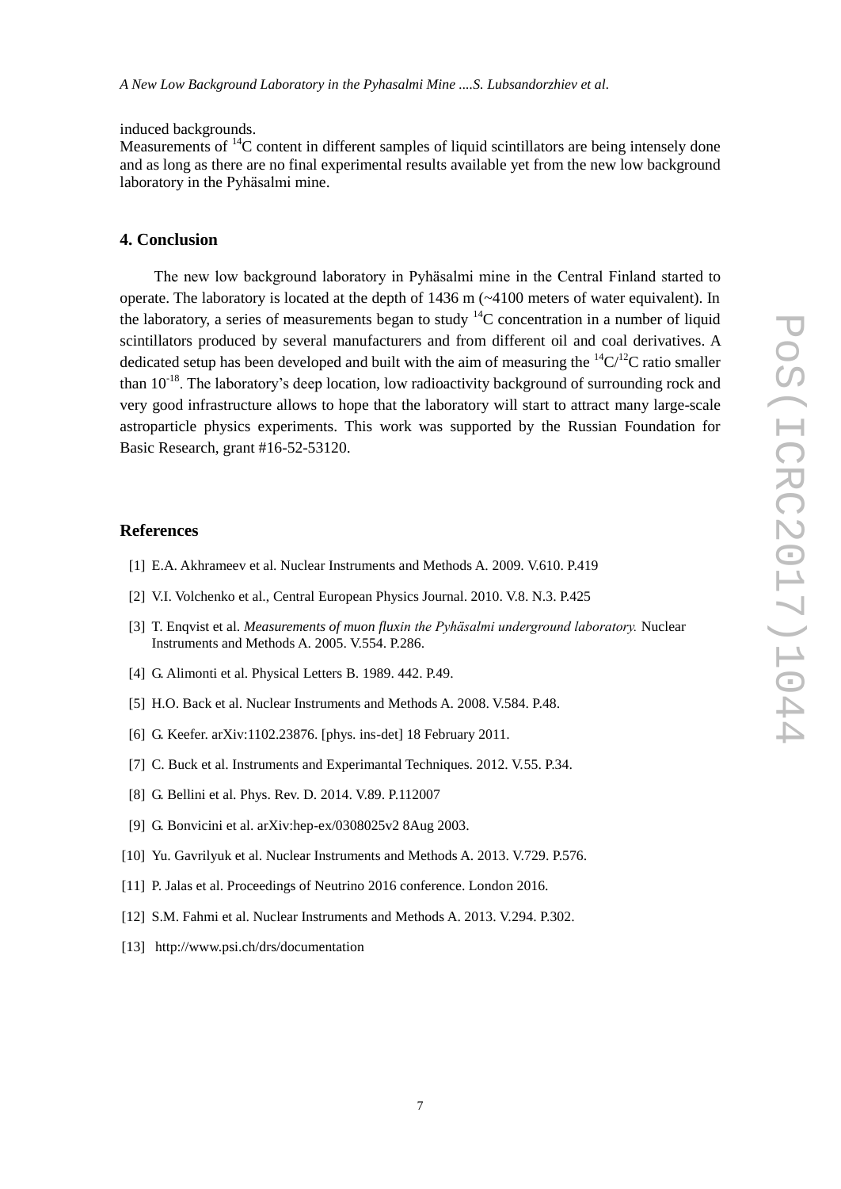induced backgrounds.

Measurements of $^{14}C$ content in different samples of liquid scintillators are being intensely done and as long as there are no final experimental results available yet from the new low background laboratory in the Pyhäsalmi mine.

## 4. Conclusion

The new low background laboratory in Pyhäsalmi mine in the Central Finland started to operate. The laboratory is located at the depth of 1436 m (~4100 meters of water equivalent). In the laboratory, a series of measurements began to study $^{14}C$ concentration in a number of liquid scintillators produced by several manufacturers and from different oil and coal derivatives. A dedicated setup has been developed and built with the aim of measuring the $^{14}C/^{12}C$ ratio smaller than $10^{-18}$. The laboratory's deep location, low radioactivity background of surrounding rock and very good infrastructure allows to hope that the laboratory will start to attract many large-scale astroparticle physics experiments. This work was supported by the Russian Foundation for Basic Research, grant #16-52-53120.

## References

[1] E.A. Akhrameev et al. Nuclear Instruments and Methods A. 2009. V.610. P.419

[2] V.I. Volchenko et al., Central European Physics Journal. 2010. V.8. N.3. P.425

[3] T. Enqvist et al. *Measurements of muon fluxin the Pyhäsalmi underground laboratory.* Nuclear Instruments and Methods A. 2005. V.554. P.286.

[4] G. Alimonti et al. Physical Letters B. 1989. 442. P.49.

[5] H.O. Back et al. Nuclear Instruments and Methods A. 2008. V.584. P.48.

[6] G. Keefer. arXiv:1102.23876. [phys. ins-det] 18 February 2011.

[7] C. Buck et al. Instruments and Experimantal Techniques. 2012. V.55. P.34.

[8] G. Bellini et al. Phys. Rev. D. 2014. V.89. P.112007

[9] G. Bonvicini et al. arXiv:hep-ex/0308025v2 8Aug 2003.

[10] Yu. Gavrilyuk et al. Nuclear Instruments and Methods A. 2013. V.729. P.576.

[11] P. Jalas et al. Proceedings of Neutrino 2016 conference. London 2016.

[12] S.M. Fahmi et al. Nuclear Instruments and Methods A. 2013. V.294. P.302.

[13] http://www.psi.ch/drs/documentation